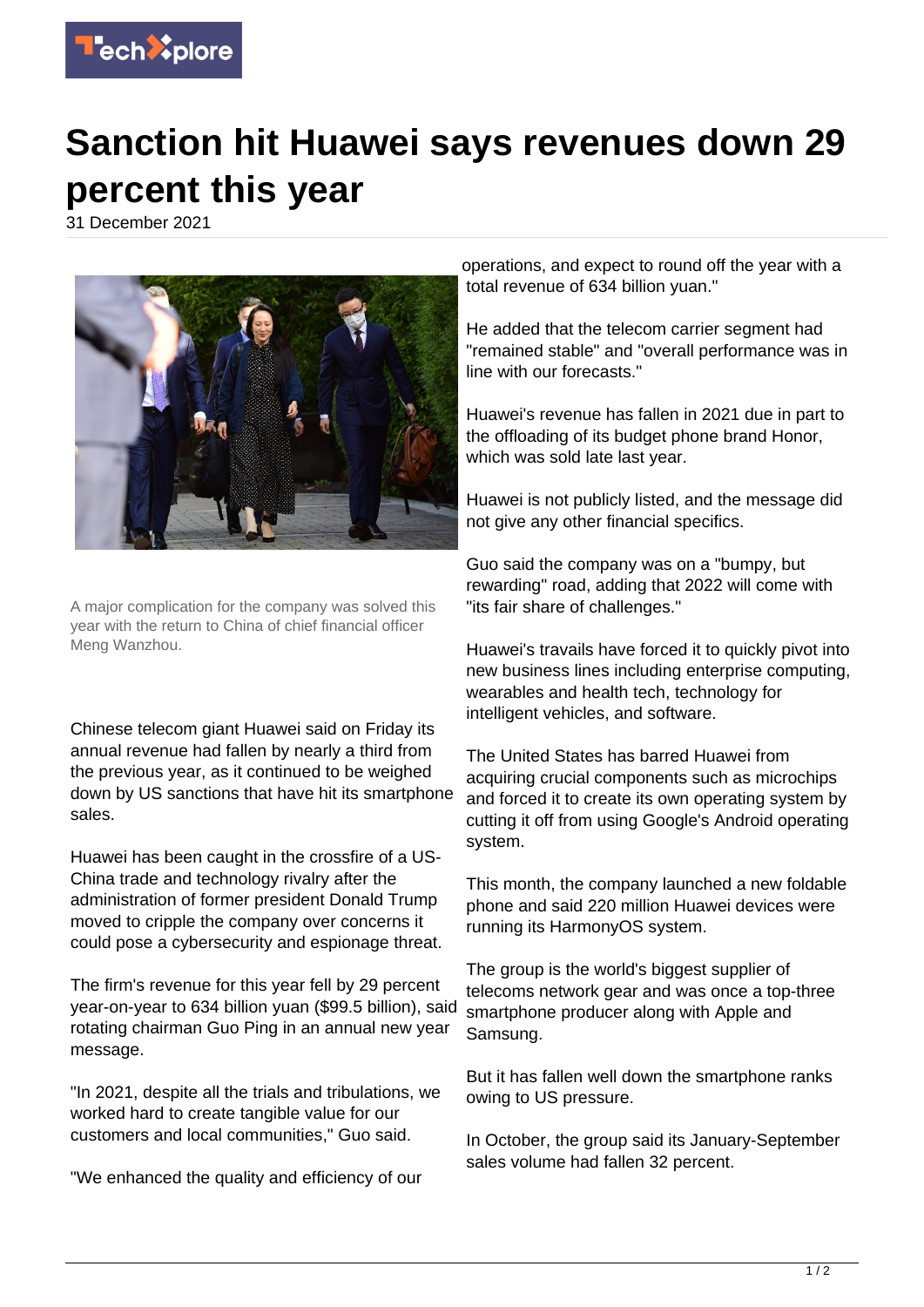# Sanction hit Huawei says revenues down 29 percent this year

31 December 2021

A major complication for the company was solved this year with the return to China of chief financial officer Meng Wanzhou.

Chinese telecom giant Huawei said on Friday its annual revenue had fallen by nearly a third from the previous year, as it continued to be weighed down by US sanctions that have hit its smartphone sales.

Huawei has been caught in the crossfire of a US-China trade and technology rivalry after the administration of former president Donald Trump moved to cripple the company over concerns it could pose a cybersecurity and espionage threat.

The firm's revenue for this year fell by 29 percent year-on-year to 634 billion yuan ($99.5 billion), said rotating chairman Guo Ping in an annual new year message.

"In 2021, despite all the trials and tribulations, we worked hard to create tangible value for our customers and local communities," Guo said.

"We enhanced the quality and efficiency of our operations, and expect to round off the year with a total revenue of 634 billion yuan."

He added that the telecom carrier segment had "remained stable" and "overall performance was in line with our forecasts."

Huawei's revenue has fallen in 2021 due in part to the offloading of its budget phone brand Honor, which was sold late last year.

Huawei is not publicly listed, and the message did not give any other financial specifics.

Guo said the company was on a "bumpy, but rewarding" road, adding that 2022 will come with "its fair share of challenges."

Huawei's travails have forced it to quickly pivot into new business lines including enterprise computing, wearables and health tech, technology for intelligent vehicles, and software.

The United States has barred Huawei from acquiring crucial components such as microchips and forced it to create its own operating system by cutting it off from using Google's Android operating system.

This month, the company launched a new foldable phone and said 220 million Huawei devices were running its HarmonyOS system.

The group is the world's biggest supplier of telecoms network gear and was once a top-three smartphone producer along with Apple and Samsung.

But it has fallen well down the smartphone ranks owing to US pressure.

In October, the group said its January-September sales volume had fallen 32 percent.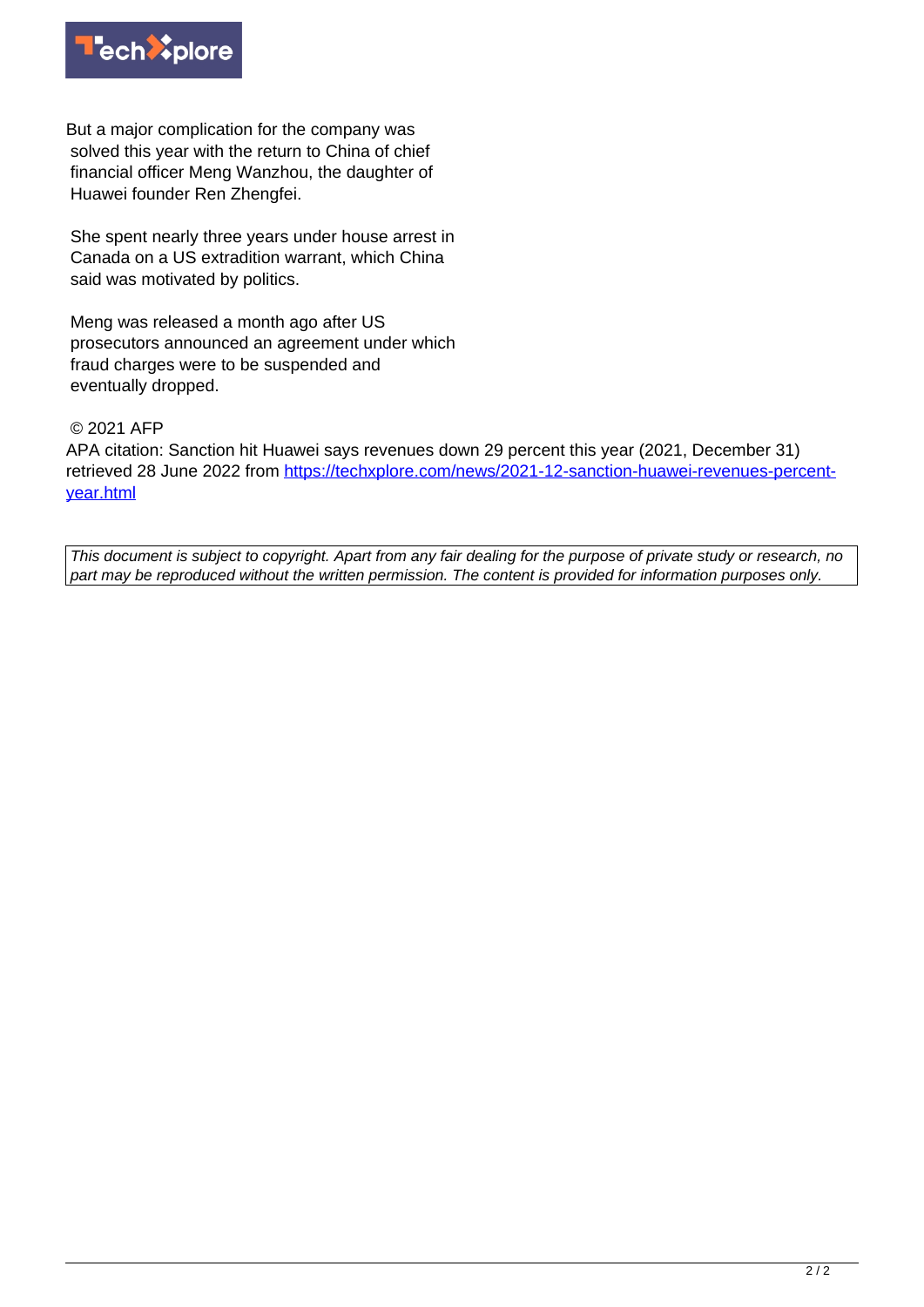But a major complication for the company was solved this year with the return to China of chief financial officer Meng Wanzhou, the daughter of Huawei founder Ren Zhengfei.

She spent nearly three years under house arrest in Canada on a US extradition warrant, which China said was motivated by politics.

Meng was released a month ago after US prosecutors announced an agreement under which fraud charges were to be suspended and eventually dropped.

© 2021 AFP

APA citation: Sanction hit Huawei says revenues down 29 percent this year (2021, December 31) retrieved 28 June 2022 from https://techxplore.com/news/2021-12-sanction-huawei-revenues-percent-year.html

*This document is subject to copyright. Apart from any fair dealing for the purpose of private study or research, no part may be reproduced without the written permission. The content is provided for information purposes only.*